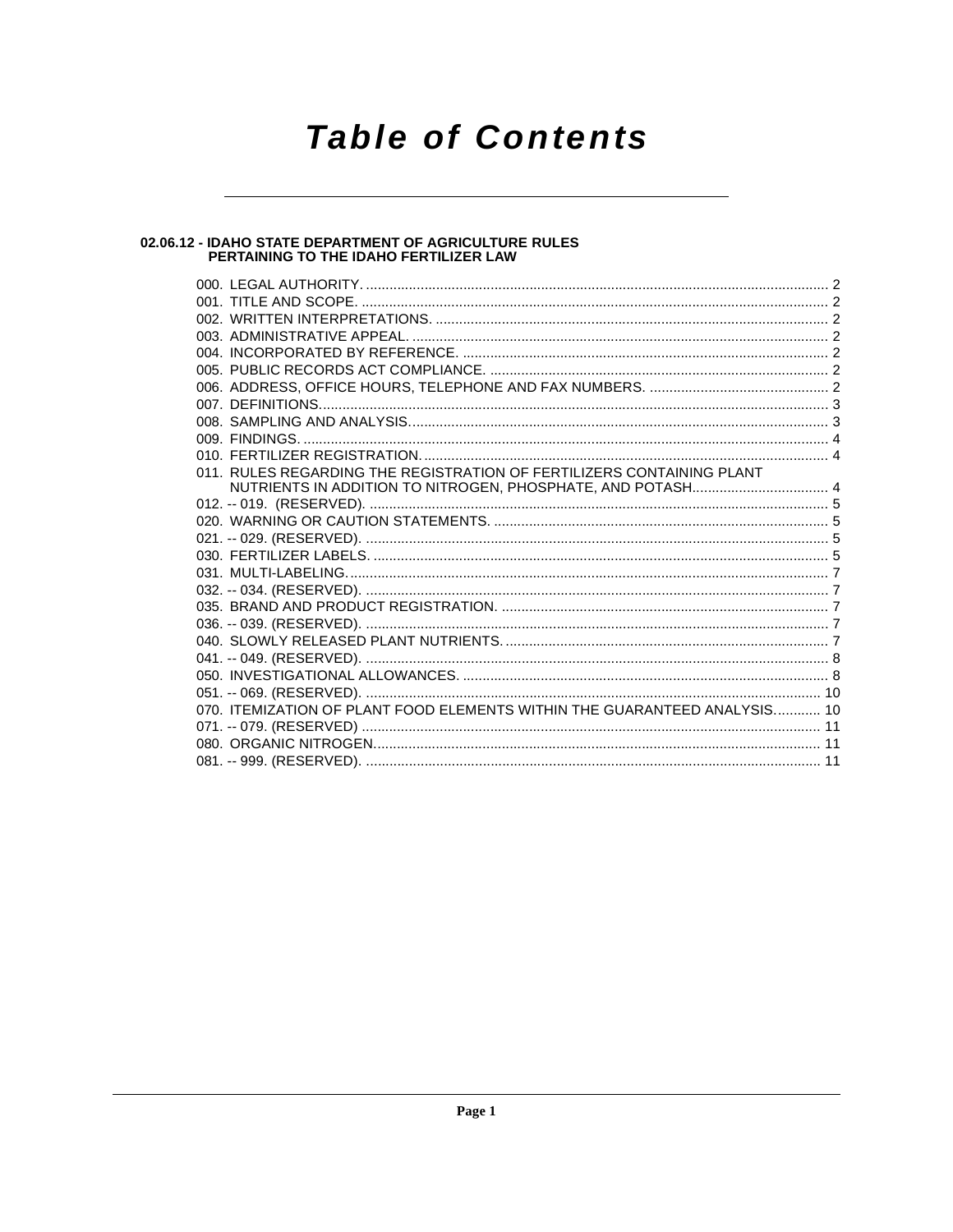# Table of Contents

## 02.06.12 - IDAHO STATE DEPARTMENT OF AGRICULTURE RULES PERTAINING TO THE IDAHO FERTILIZER LAW

| | |
|---|---|
| 000. LEGAL AUTHORITY. | 2 |
| 001. TITLE AND SCOPE. | 2 |
| 002. WRITTEN INTERPRETATIONS. | 2 |
| 003. ADMINISTRATIVE APPEAL. | 2 |
| 004. INCORPORATED BY REFERENCE. | 2 |
| 005. PUBLIC RECORDS ACT COMPLIANCE. | 2 |
| 006. ADDRESS, OFFICE HOURS, TELEPHONE AND FAX NUMBERS. | 2 |
| 007. DEFINITIONS. | 3 |
| 008. SAMPLING AND ANALYSIS. | 3 |
| 009. FINDINGS. | 4 |
| 010. FERTILIZER REGISTRATION. | 4 |
| 011. RULES REGARDING THE REGISTRATION OF FERTILIZERS CONTAINING PLANT NUTRIENTS IN ADDITION TO NITROGEN, PHOSPHATE, AND POTASH. | 4 |
| 012. -- 019. (RESERVED). | 5 |
| 020. WARNING OR CAUTION STATEMENTS. | 5 |
| 021. -- 029. (RESERVED). | 5 |
| 030. FERTILIZER LABELS. | 5 |
| 031. MULTI-LABELING. | 7 |
| 032. -- 034. (RESERVED). | 7 |
| 035. BRAND AND PRODUCT REGISTRATION. | 7 |
| 036. -- 039. (RESERVED). | 7 |
| 040. SLOWLY RELEASED PLANT NUTRIENTS. | 7 |
| 041. -- 049. (RESERVED). | 8 |
| 050. INVESTIGATIONAL ALLOWANCES. | 8 |
| 051. -- 069. (RESERVED). | 10 |
| 070. ITEMIZATION OF PLANT FOOD ELEMENTS WITHIN THE GUARANTEED ANALYSIS. | 10 |
| 071. -- 079. (RESERVED) | 11 |
| 080. ORGANIC NITROGEN. | 11 |
| 081. -- 999. (RESERVED). | 11 |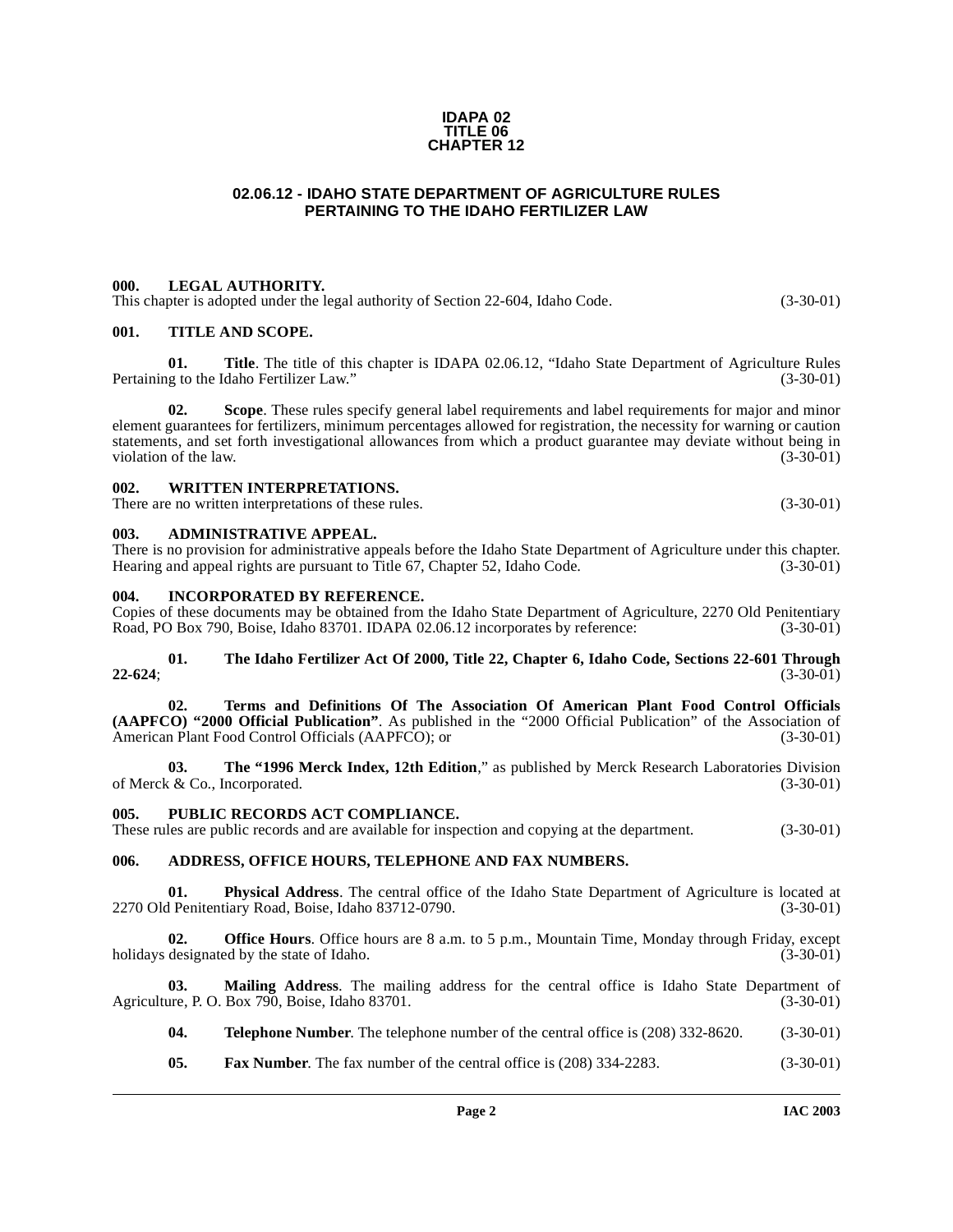**IDAPA 02**
**TITLE 06**
**CHAPTER 12**

# 02.06.12 - IDAHO STATE DEPARTMENT OF AGRICULTURE RULES PERTAINING TO THE IDAHO FERTILIZER LAW

### 000. LEGAL AUTHORITY.

This chapter is adopted under the legal authority of Section 22-604, Idaho Code. (3-30-01)

### 001. TITLE AND SCOPE.

**01. Title**. The title of this chapter is IDAPA 02.06.12, "Idaho State Department of Agriculture Rules Pertaining to the Idaho Fertilizer Law." (3-30-01)

**02. Scope**. These rules specify general label requirements and label requirements for major and minor element guarantees for fertilizers, minimum percentages allowed for registration, the necessity for warning or caution statements, and set forth investigational allowances from which a product guarantee may deviate without being in violation of the law. (3-30-01)

### 002. WRITTEN INTERPRETATIONS.

There are no written interpretations of these rules. (3-30-01)

### 003. ADMINISTRATIVE APPEAL.

There is no provision for administrative appeals before the Idaho State Department of Agriculture under this chapter. Hearing and appeal rights are pursuant to Title 67, Chapter 52, Idaho Code. (3-30-01)

### 004. INCORPORATED BY REFERENCE.

Copies of these documents may be obtained from the Idaho State Department of Agriculture, 2270 Old Penitentiary Road, PO Box 790, Boise, Idaho 83701. IDAPA 02.06.12 incorporates by reference: (3-30-01)

**01. The Idaho Fertilizer Act Of 2000, Title 22, Chapter 6, Idaho Code, Sections 22-601 Through 22-624**; (3-30-01)

**02. Terms and Definitions Of The Association Of American Plant Food Control Officials (AAPFCO) "2000 Official Publication"**. As published in the "2000 Official Publication" of the Association of American Plant Food Control Officials (AAPFCO); or (3-30-01)

**03. The "1996 Merck Index, 12th Edition**," as published by Merck Research Laboratories Division of Merck & Co., Incorporated. (3-30-01)

### 005. PUBLIC RECORDS ACT COMPLIANCE.

These rules are public records and are available for inspection and copying at the department. (3-30-01)

### 006. ADDRESS, OFFICE HOURS, TELEPHONE AND FAX NUMBERS.

**01. Physical Address**. The central office of the Idaho State Department of Agriculture is located at 2270 Old Penitentiary Road, Boise, Idaho 83712-0790. (3-30-01)

**02. Office Hours**. Office hours are 8 a.m. to 5 p.m., Mountain Time, Monday through Friday, except holidays designated by the state of Idaho. (3-30-01)

**03. Mailing Address**. The mailing address for the central office is Idaho State Department of Agriculture, P. O. Box 790, Boise, Idaho 83701. (3-30-01)

**04. Telephone Number**. The telephone number of the central office is (208) 332-8620. (3-30-01)

**05. Fax Number**. The fax number of the central office is (208) 334-2283. (3-30-01)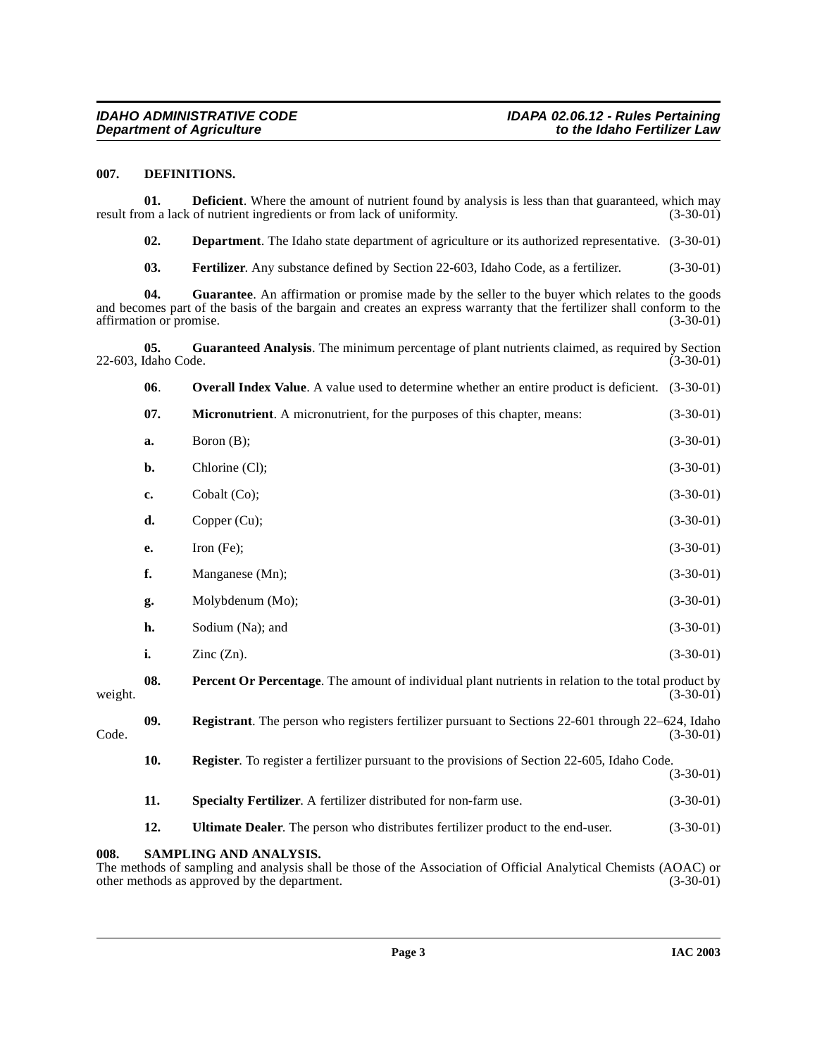## 007. DEFINITIONS.

**01. Deficient**. Where the amount of nutrient found by analysis is less than that guaranteed, which may result from a lack of nutrient ingredients or from lack of uniformity. (3-30-01)

**02. Department**. The Idaho state department of agriculture or its authorized representative. (3-30-01)

**03. Fertilizer**. Any substance defined by Section 22-603, Idaho Code, as a fertilizer. (3-30-01)

**04. Guarantee**. An affirmation or promise made by the seller to the buyer which relates to the goods and becomes part of the basis of the bargain and creates an express warranty that the fertilizer shall conform to the affirmation or promise. (3-30-01)

**05. Guaranteed Analysis**. The minimum percentage of plant nutrients claimed, as required by Section 22-603, Idaho Code. (3-30-01)

**06**. **Overall Index Value**. A value used to determine whether an entire product is deficient. (3-30-01)

**07. Micronutrient**. A micronutrient, for the purposes of this chapter, means: (3-30-01)

**a.** Boron (B); (3-30-01)

**b.** Chlorine (Cl); (3-30-01)

**c.** Cobalt (Co); (3-30-01)

**d.** Copper (Cu); (3-30-01)

**e.** Iron (Fe); (3-30-01)

**f.** Manganese (Mn); (3-30-01)

**g.** Molybdenum (Mo); (3-30-01)

**h.** Sodium (Na); and (3-30-01)

**i.** Zinc (Zn). (3-30-01)

**08. Percent Or Percentage**. The amount of individual plant nutrients in relation to the total product by weight. (3-30-01)

**09. Registrant**. The person who registers fertilizer pursuant to Sections 22-601 through 22–624, Idaho Code. (3-30-01)

**10. Register**. To register a fertilizer pursuant to the provisions of Section 22-605, Idaho Code. (3-30-01)

**11. Specialty Fertilizer**. A fertilizer distributed for non-farm use. (3-30-01)

**12. Ultimate Dealer**. The person who distributes fertilizer product to the end-user. (3-30-01)

## 008. SAMPLING AND ANALYSIS.

The methods of sampling and analysis shall be those of the Association of Official Analytical Chemists (AOAC) or other methods as approved by the department. (3-30-01)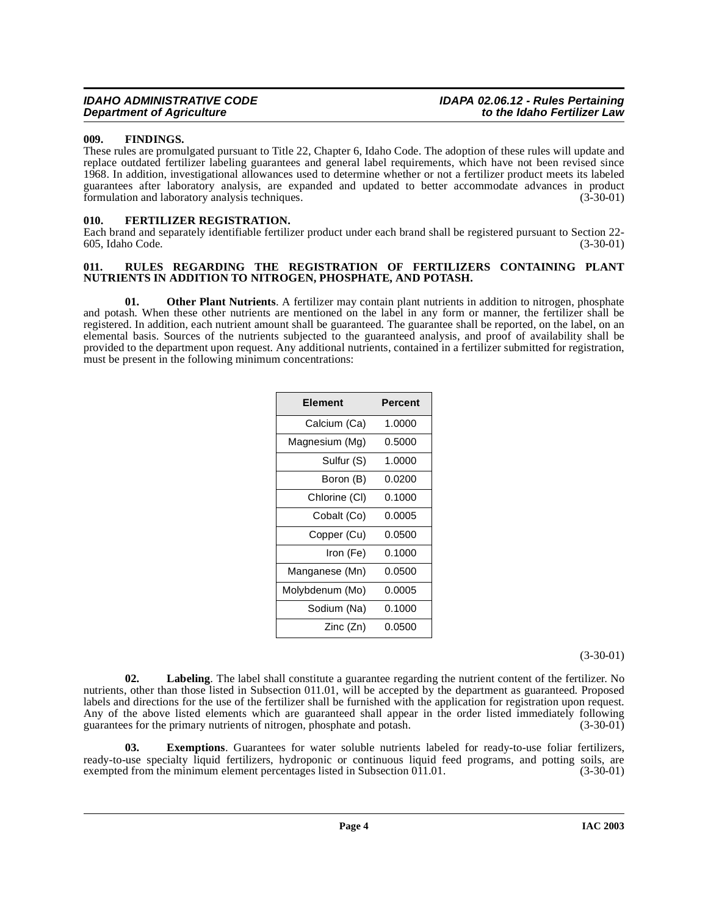### 009. FINDINGS.

These rules are promulgated pursuant to Title 22, Chapter 6, Idaho Code. The adoption of these rules will update and replace outdated fertilizer labeling guarantees and general label requirements, which have not been revised since 1968. In addition, investigational allowances used to determine whether or not a fertilizer product meets its labeled guarantees after laboratory analysis, are expanded and updated to better accommodate advances in product formulation and laboratory analysis techniques. (3-30-01)

### 010. FERTILIZER REGISTRATION.

Each brand and separately identifiable fertilizer product under each brand shall be registered pursuant to Section 22-605, Idaho Code. (3-30-01)

### 011. RULES REGARDING THE REGISTRATION OF FERTILIZERS CONTAINING PLANT NUTRIENTS IN ADDITION TO NITROGEN, PHOSPHATE, AND POTASH.

**01. Other Plant Nutrients**. A fertilizer may contain plant nutrients in addition to nitrogen, phosphate and potash. When these other nutrients are mentioned on the label in any form or manner, the fertilizer shall be registered. In addition, each nutrient amount shall be guaranteed. The guarantee shall be reported, on the label, on an elemental basis. Sources of the nutrients subjected to the guaranteed analysis, and proof of availability shall be provided to the department upon request. Any additional nutrients, contained in a fertilizer submitted for registration, must be present in the following minimum concentrations:

| Element | Percent |
|---|---|
| Calcium (Ca) | 1.0000 |
| Magnesium (Mg) | 0.5000 |
| Sulfur (S) | 1.0000 |
| Boron (B) | 0.0200 |
| Chlorine (Cl) | 0.1000 |
| Cobalt (Co) | 0.0005 |
| Copper (Cu) | 0.0500 |
| Iron (Fe) | 0.1000 |
| Manganese (Mn) | 0.0500 |
| Molybdenum (Mo) | 0.0005 |
| Sodium (Na) | 0.1000 |
| Zinc (Zn) | 0.0500 |

(3-30-01)

**02. Labeling**. The label shall constitute a guarantee regarding the nutrient content of the fertilizer. No nutrients, other than those listed in Subsection 011.01, will be accepted by the department as guaranteed. Proposed labels and directions for the use of the fertilizer shall be furnished with the application for registration upon request. Any of the above listed elements which are guaranteed shall appear in the order listed immediately following guarantees for the primary nutrients of nitrogen, phosphate and potash. (3-30-01)

**03. Exemptions**. Guarantees for water soluble nutrients labeled for ready-to-use foliar fertilizers, ready-to-use specialty liquid fertilizers, hydroponic or continuous liquid feed programs, and potting soils, are exempted from the minimum element percentages listed in Subsection 011.01. (3-30-01)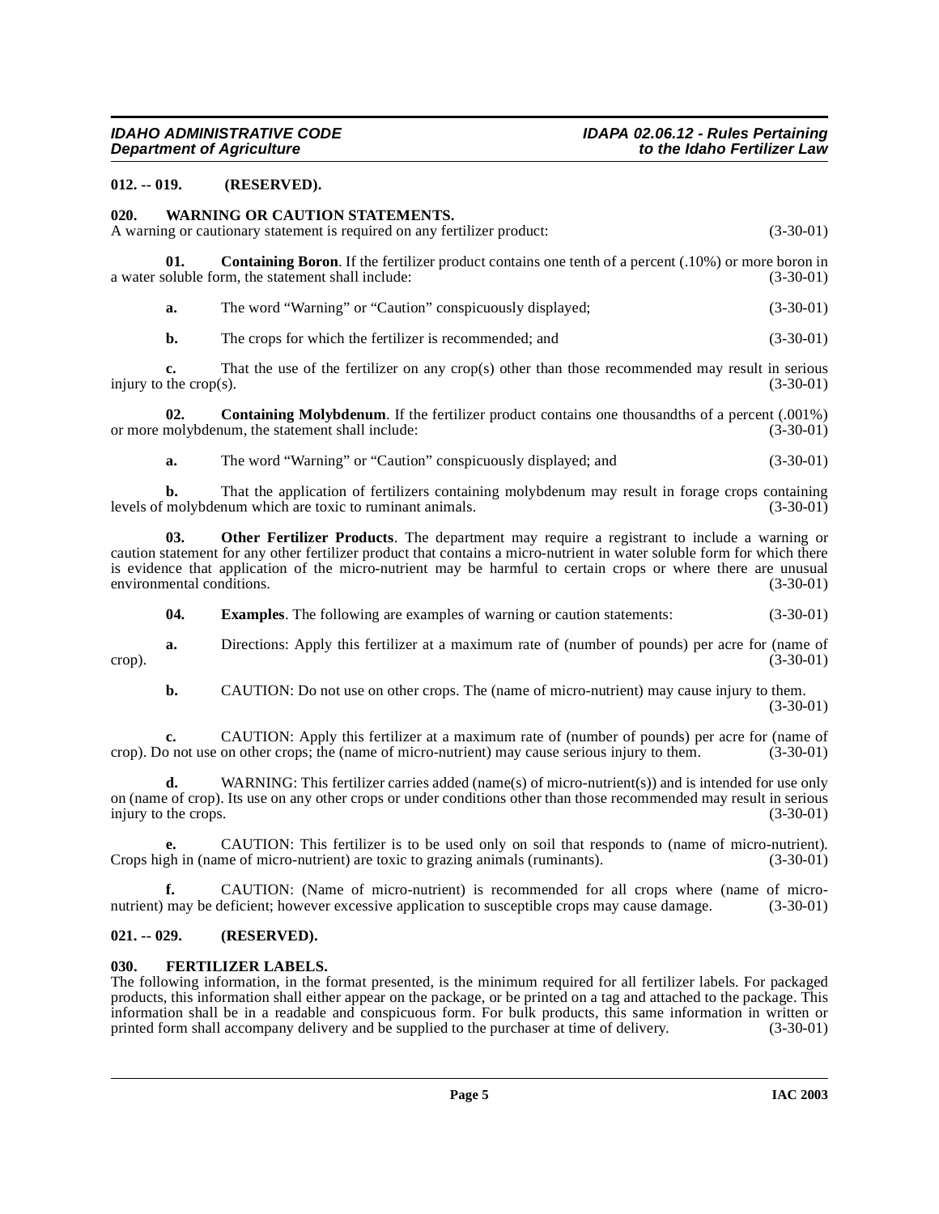**012. -- 019. (RESERVED).**

**020. WARNING OR CAUTION STATEMENTS.**

A warning or cautionary statement is required on any fertilizer product: (3-30-01)

**01. Containing Boron**. If the fertilizer product contains one tenth of a percent (.10%) or more boron in a water soluble form, the statement shall include: (3-30-01)

**a.** The word "Warning" or "Caution" conspicuously displayed; (3-30-01)

**b.** The crops for which the fertilizer is recommended; and (3-30-01)

**c.** That the use of the fertilizer on any crop(s) other than those recommended may result in serious injury to the crop(s). (3-30-01)

**02. Containing Molybdenum**. If the fertilizer product contains one thousandths of a percent (.001%) or more molybdenum, the statement shall include: (3-30-01)

**a.** The word "Warning" or "Caution" conspicuously displayed; and (3-30-01)

**b.** That the application of fertilizers containing molybdenum may result in forage crops containing levels of molybdenum which are toxic to ruminant animals. (3-30-01)

**03. Other Fertilizer Products**. The department may require a registrant to include a warning or caution statement for any other fertilizer product that contains a micro-nutrient in water soluble form for which there is evidence that application of the micro-nutrient may be harmful to certain crops or where there are unusual environmental conditions. (3-30-01)

**04. Examples**. The following are examples of warning or caution statements: (3-30-01)

**a.** Directions: Apply this fertilizer at a maximum rate of (number of pounds) per acre for (name of crop). (3-30-01)

**b.** CAUTION: Do not use on other crops. The (name of micro-nutrient) may cause injury to them. (3-30-01)

**c.** CAUTION: Apply this fertilizer at a maximum rate of (number of pounds) per acre for (name of crop). Do not use on other crops; the (name of micro-nutrient) may cause serious injury to them. (3-30-01)

**d.** WARNING: This fertilizer carries added (name(s) of micro-nutrient(s)) and is intended for use only on (name of crop). Its use on any other crops or under conditions other than those recommended may result in serious injury to the crops. (3-30-01)

**e.** CAUTION: This fertilizer is to be used only on soil that responds to (name of micro-nutrient). Crops high in (name of micro-nutrient) are toxic to grazing animals (ruminants). (3-30-01)

**f.** CAUTION: (Name of micro-nutrient) is recommended for all crops where (name of micro-nutrient) may be deficient; however excessive application to susceptible crops may cause damage. (3-30-01)

**021. -- 029. (RESERVED).**

**030. FERTILIZER LABELS.**

The following information, in the format presented, is the minimum required for all fertilizer labels. For packaged products, this information shall either appear on the package, or be printed on a tag and attached to the package. This information shall be in a readable and conspicuous form. For bulk products, this same information in written or printed form shall accompany delivery and be supplied to the purchaser at time of delivery. (3-30-01)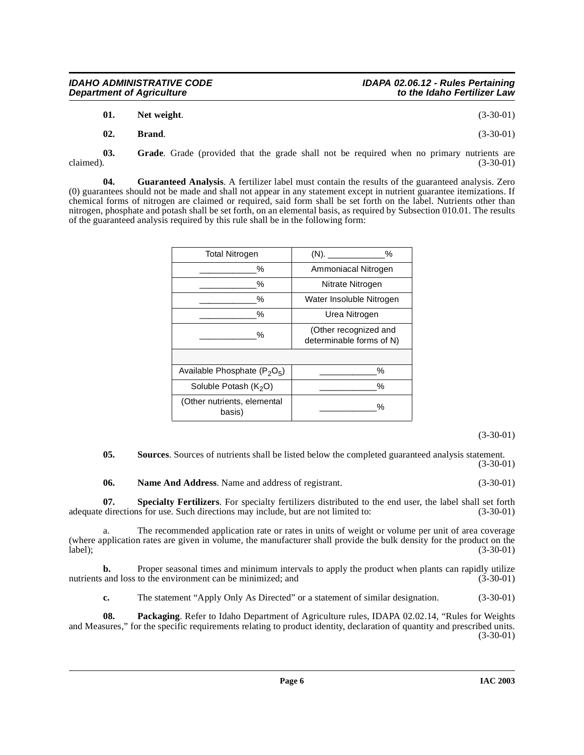**01. Net weight**. (3-30-01)

**02. Brand**. (3-30-01)

**03. Grade**. Grade (provided that the grade shall not be required when no primary nutrients are claimed). (3-30-01)

**04. Guaranteed Analysis**. A fertilizer label must contain the results of the guaranteed analysis. Zero (0) guarantees should not be made and shall not appear in any statement except in nutrient guarantee itemizations. If chemical forms of nitrogen are claimed or required, said form shall be set forth on the label. Nutrients other than nitrogen, phosphate and potash shall be set forth, on an elemental basis, as required by Subsection 010.01. The results of the guaranteed analysis required by this rule shall be in the following form:

| Total Nitrogen | (N). ____________% |
|---|---|
| ____________% | Ammoniacal Nitrogen |
| ____________% | Nitrate Nitrogen |
| ____________% | Water Insoluble Nitrogen |
| ____________% | Urea Nitrogen |
| ____________% | (Other recognized and determinable forms of N) |
| | |
| Available Phosphate ($P_2O_5$) | ____________% |
| Soluble Potash ($K_2O$) | ____________% |
| (Other nutrients, elemental basis) | ____________% |

(3-30-01)

**05. Sources**. Sources of nutrients shall be listed below the completed guaranteed analysis statement. (3-30-01)

**06. Name And Address**. Name and address of registrant. (3-30-01)

**07. Specialty Fertilizers**. For specialty fertilizers distributed to the end user, the label shall set forth adequate directions for use. Such directions may include, but are not limited to: (3-30-01)

a. The recommended application rate or rates in units of weight or volume per unit of area coverage (where application rates are given in volume, the manufacturer shall provide the bulk density for the product on the label); (3-30-01)

**b.** Proper seasonal times and minimum intervals to apply the product when plants can rapidly utilize nutrients and loss to the environment can be minimized; and (3-30-01)

**c.** The statement "Apply Only As Directed" or a statement of similar designation. (3-30-01)

**08. Packaging**. Refer to Idaho Department of Agriculture rules, IDAPA 02.02.14, "Rules for Weights and Measures," for the specific requirements relating to product identity, declaration of quantity and prescribed units. (3-30-01)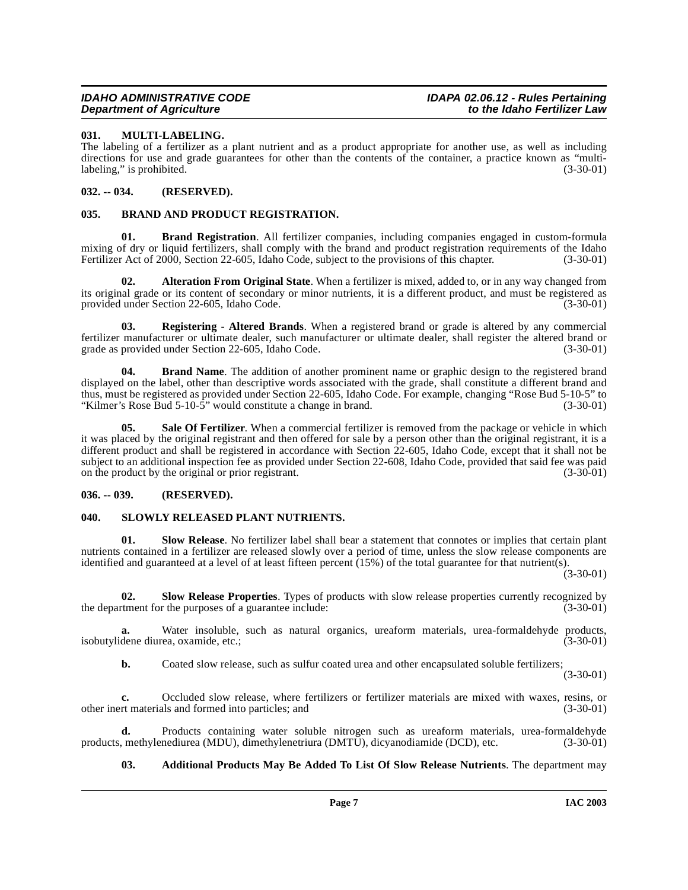### 031. MULTI-LABELING.

The labeling of a fertilizer as a plant nutrient and as a product appropriate for another use, as well as including directions for use and grade guarantees for other than the contents of the container, a practice known as "multi-labeling," is prohibited. (3-30-01)

### 032. -- 034. (RESERVED).

### 035. BRAND AND PRODUCT REGISTRATION.

**01. Brand Registration**. All fertilizer companies, including companies engaged in custom-formula mixing of dry or liquid fertilizers, shall comply with the brand and product registration requirements of the Idaho Fertilizer Act of 2000, Section 22-605, Idaho Code, subject to the provisions of this chapter. (3-30-01)

**02. Alteration From Original State**. When a fertilizer is mixed, added to, or in any way changed from its original grade or its content of secondary or minor nutrients, it is a different product, and must be registered as provided under Section 22-605, Idaho Code. (3-30-01)

**03. Registering - Altered Brands**. When a registered brand or grade is altered by any commercial fertilizer manufacturer or ultimate dealer, such manufacturer or ultimate dealer, shall register the altered brand or grade as provided under Section 22-605, Idaho Code. (3-30-01)

**04. Brand Name**. The addition of another prominent name or graphic design to the registered brand displayed on the label, other than descriptive words associated with the grade, shall constitute a different brand and thus, must be registered as provided under Section 22-605, Idaho Code. For example, changing "Rose Bud 5-10-5" to "Kilmer's Rose Bud 5-10-5" would constitute a change in brand. (3-30-01)

**05. Sale Of Fertilizer**. When a commercial fertilizer is removed from the package or vehicle in which it was placed by the original registrant and then offered for sale by a person other than the original registrant, it is a different product and shall be registered in accordance with Section 22-605, Idaho Code, except that it shall not be subject to an additional inspection fee as provided under Section 22-608, Idaho Code, provided that said fee was paid on the product by the original or prior registrant. (3-30-01)

### 036. -- 039. (RESERVED).

### 040. SLOWLY RELEASED PLANT NUTRIENTS.

**01. Slow Release**. No fertilizer label shall bear a statement that connotes or implies that certain plant nutrients contained in a fertilizer are released slowly over a period of time, unless the slow release components are identified and guaranteed at a level of at least fifteen percent (15%) of the total guarantee for that nutrient(s). (3-30-01)

**02. Slow Release Properties**. Types of products with slow release properties currently recognized by the department for the purposes of a guarantee include: (3-30-01)

**a.** Water insoluble, such as natural organics, ureaform materials, urea-formaldehyde products, isobutylidene diurea, oxamide, etc.; (3-30-01)

**b.** Coated slow release, such as sulfur coated urea and other encapsulated soluble fertilizers; (3-30-01)

**c.** Occluded slow release, where fertilizers or fertilizer materials are mixed with waxes, resins, or other inert materials and formed into particles; and (3-30-01)

**d.** Products containing water soluble nitrogen such as ureaform materials, urea-formaldehyde products, methylenediurea (MDU), dimethylenetriura (DMTU), dicyanodiamide (DCD), etc. (3-30-01)

**03. Additional Products May Be Added To List Of Slow Release Nutrients**. The department may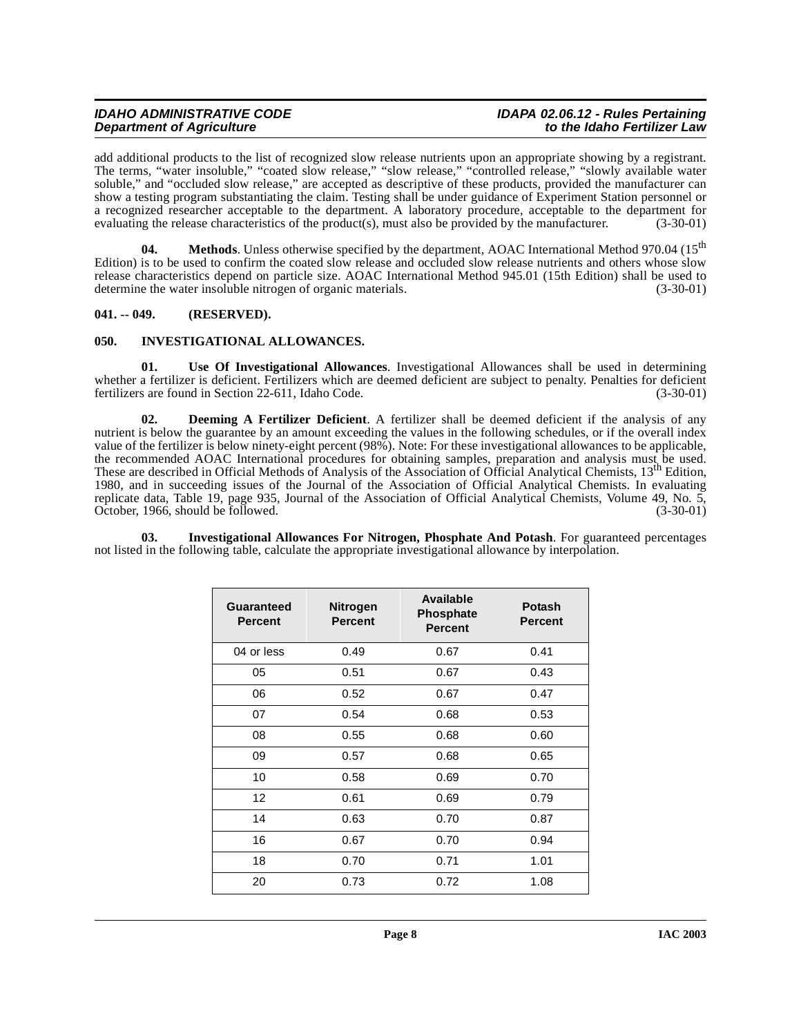add additional products to the list of recognized slow release nutrients upon an appropriate showing by a registrant. The terms, "water insoluble," "coated slow release," "slow release," "controlled release," "slowly available water soluble," and "occluded slow release," are accepted as descriptive of these products, provided the manufacturer can show a testing program substantiating the claim. Testing shall be under guidance of Experiment Station personnel or a recognized researcher acceptable to the department. A laboratory procedure, acceptable to the department for evaluating the release characteristics of the product(s), must also be provided by the manufacturer. (3-30-01)

**04. Methods**. Unless otherwise specified by the department, AOAC International Method 970.04 (15th Edition) is to be used to confirm the coated slow release and occluded slow release nutrients and others whose slow release characteristics depend on particle size. AOAC International Method 945.01 (15th Edition) shall be used to determine the water insoluble nitrogen of organic materials. (3-30-01)

**041. -- 049. (RESERVED).**

**050. INVESTIGATIONAL ALLOWANCES.**

**01. Use Of Investigational Allowances**. Investigational Allowances shall be used in determining whether a fertilizer is deficient. Fertilizers which are deemed deficient are subject to penalty. Penalties for deficient fertilizers are found in Section 22-611, Idaho Code. (3-30-01)

**02. Deeming A Fertilizer Deficient**. A fertilizer shall be deemed deficient if the analysis of any nutrient is below the guarantee by an amount exceeding the values in the following schedules, or if the overall index value of the fertilizer is below ninety-eight percent (98%). Note: For these investigational allowances to be applicable, the recommended AOAC International procedures for obtaining samples, preparation and analysis must be used. These are described in Official Methods of Analysis of the Association of Official Analytical Chemists, 13th Edition, 1980, and in succeeding issues of the Journal of the Association of Official Analytical Chemists. In evaluating replicate data, Table 19, page 935, Journal of the Association of Official Analytical Chemists, Volume 49, No. 5, October, 1966, should be followed. (3-30-01)

**03. Investigational Allowances For Nitrogen, Phosphate And Potash**. For guaranteed percentages not listed in the following table, calculate the appropriate investigational allowance by interpolation.

| Guaranteed Percent | Nitrogen Percent | Available Phosphate Percent | Potash Percent |
|---|---|---|---|
| 04 or less | 0.49 | 0.67 | 0.41 |
| 05 | 0.51 | 0.67 | 0.43 |
| 06 | 0.52 | 0.67 | 0.47 |
| 07 | 0.54 | 0.68 | 0.53 |
| 08 | 0.55 | 0.68 | 0.60 |
| 09 | 0.57 | 0.68 | 0.65 |
| 10 | 0.58 | 0.69 | 0.70 |
| 12 | 0.61 | 0.69 | 0.79 |
| 14 | 0.63 | 0.70 | 0.87 |
| 16 | 0.67 | 0.70 | 0.94 |
| 18 | 0.70 | 0.71 | 1.01 |
| 20 | 0.73 | 0.72 | 1.08 |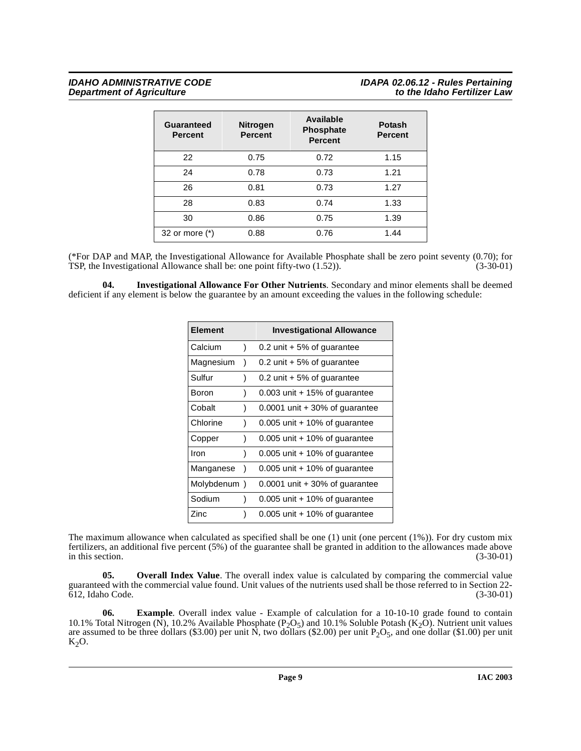| Guaranteed Percent | Nitrogen Percent | Available Phosphate Percent | Potash Percent |
|---|---|---|---|
| 22 | 0.75 | 0.72 | 1.15 |
| 24 | 0.78 | 0.73 | 1.21 |
| 26 | 0.81 | 0.73 | 1.27 |
| 28 | 0.83 | 0.74 | 1.33 |
| 30 | 0.86 | 0.75 | 1.39 |
| 32 or more (*) | 0.88 | 0.76 | 1.44 |

(*For DAP and MAP, the Investigational Allowance for Available Phosphate shall be zero point seventy (0.70); for TSP, the Investigational Allowance shall be: one point fifty-two (1.52)). (3-30-01)

**04. Investigational Allowance For Other Nutrients**. Secondary and minor elements shall be deemed deficient if any element is below the guarantee by an amount exceeding the values in the following schedule:

| Element | Investigational Allowance |
|---|---|
| Calcium ) | 0.2 unit + 5% of guarantee |
| Magnesium ) | 0.2 unit + 5% of guarantee |
| Sulfur ) | 0.2 unit + 5% of guarantee |
| Boron ) | 0.003 unit + 15% of guarantee |
| Cobalt ) | 0.0001 unit + 30% of guarantee |
| Chlorine ) | 0.005 unit + 10% of guarantee |
| Copper ) | 0.005 unit + 10% of guarantee |
| Iron ) | 0.005 unit + 10% of guarantee |
| Manganese ) | 0.005 unit + 10% of guarantee |
| Molybdenum ) | 0.0001 unit + 30% of guarantee |
| Sodium ) | 0.005 unit + 10% of guarantee |
| Zinc ) | 0.005 unit + 10% of guarantee |

The maximum allowance when calculated as specified shall be one (1) unit (one percent (1%)). For dry custom mix fertilizers, an additional five percent (5%) of the guarantee shall be granted in addition to the allowances made above in this section. (3-30-01)

**05. Overall Index Value**. The overall index value is calculated by comparing the commercial value guaranteed with the commercial value found. Unit values of the nutrients used shall be those referred to in Section 22-612, Idaho Code. (3-30-01)

**06. Example**. Overall index value - Example of calculation for a 10-10-10 grade found to contain 10.1% Total Nitrogen (N), 10.2% Available Phosphate ($P_2O_5$) and 10.1% Soluble Potash ($K_2O$). Nutrient unit values are assumed to be three dollars ($3.00) per unit N, two dollars ($2.00) per unit $P_2O_5$, and one dollar ($1.00) per unit $K_2O$.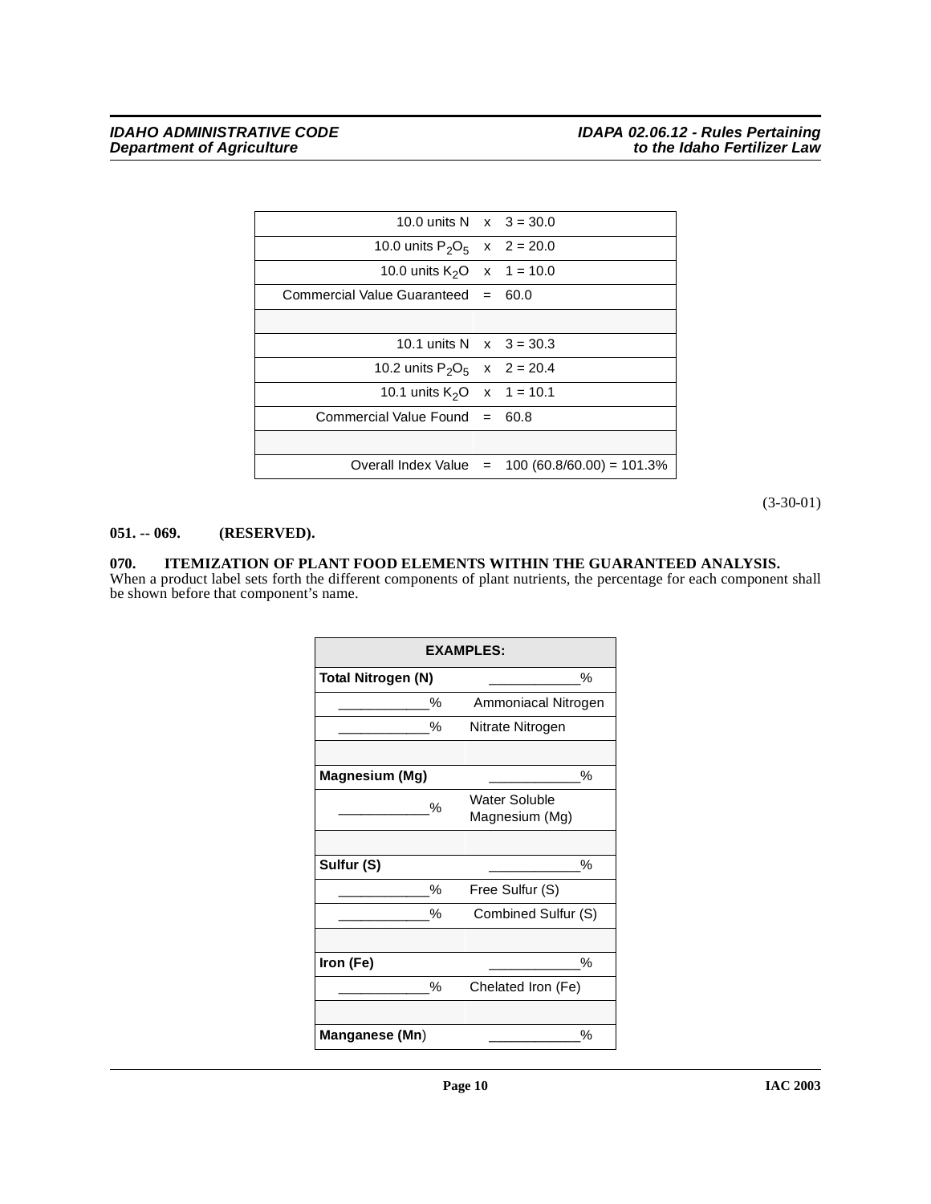| | | |
|---:|---|---|
| 10.0 units N | x | 3 = 30.0 |
| 10.0 units $P_2O_5$ | x | 2 = 20.0 |
| 10.0 units $K_2O$ | x | 1 = 10.0 |
| Commercial Value Guaranteed | = | 60.0 |
| | | |
| 10.1 units N | x | 3 = 30.3 |
| 10.2 units $P_2O_5$ | x | 2 = 20.4 |
| 10.1 units $K_2O$ | x | 1 = 10.1 |
| Commercial Value Found | = | 60.8 |
| | | |
| Overall Index Value | = | 100 (60.8/60.00) = 101.3% |

(3-30-01)

**051. -- 069. (RESERVED).**

**070. ITEMIZATION OF PLANT FOOD ELEMENTS WITHIN THE GUARANTEED ANALYSIS.**

When a product label sets forth the different components of plant nutrients, the percentage for each component shall be shown before that component's name.

| **EXAMPLES:** | |
|---|---|
| **Total Nitrogen (N)** | ___________% |
| ___________% | Ammoniacal Nitrogen |
| ___________% | Nitrate Nitrogen |
| | |
| **Magnesium (Mg)** | ___________% |
| ___________% | Water Soluble Magnesium (Mg) |
| | |
| **Sulfur (S)** | ___________% |
| ___________% | Free Sulfur (S) |
| ___________% | Combined Sulfur (S) |
| | |
| **Iron (Fe)** | ___________% |
| ___________% | Chelated Iron (Fe) |
| | |
| **Manganese (Mn)** | ___________% |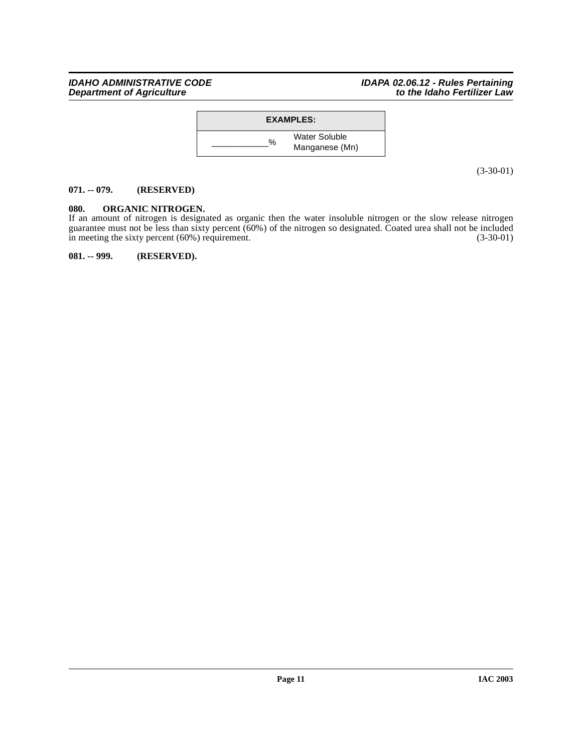| EXAMPLES: | |
|---|---|
| ____________% | Water Soluble Manganese (Mn) |

(3-30-01)

**071. -- 079. (RESERVED)**

**080. ORGANIC NITROGEN.**

If an amount of nitrogen is designated as organic then the water insoluble nitrogen or the slow release nitrogen guarantee must not be less than sixty percent (60%) of the nitrogen so designated. Coated urea shall not be included in meeting the sixty percent (60%) requirement. (3-30-01)

**081. -- 999. (RESERVED).**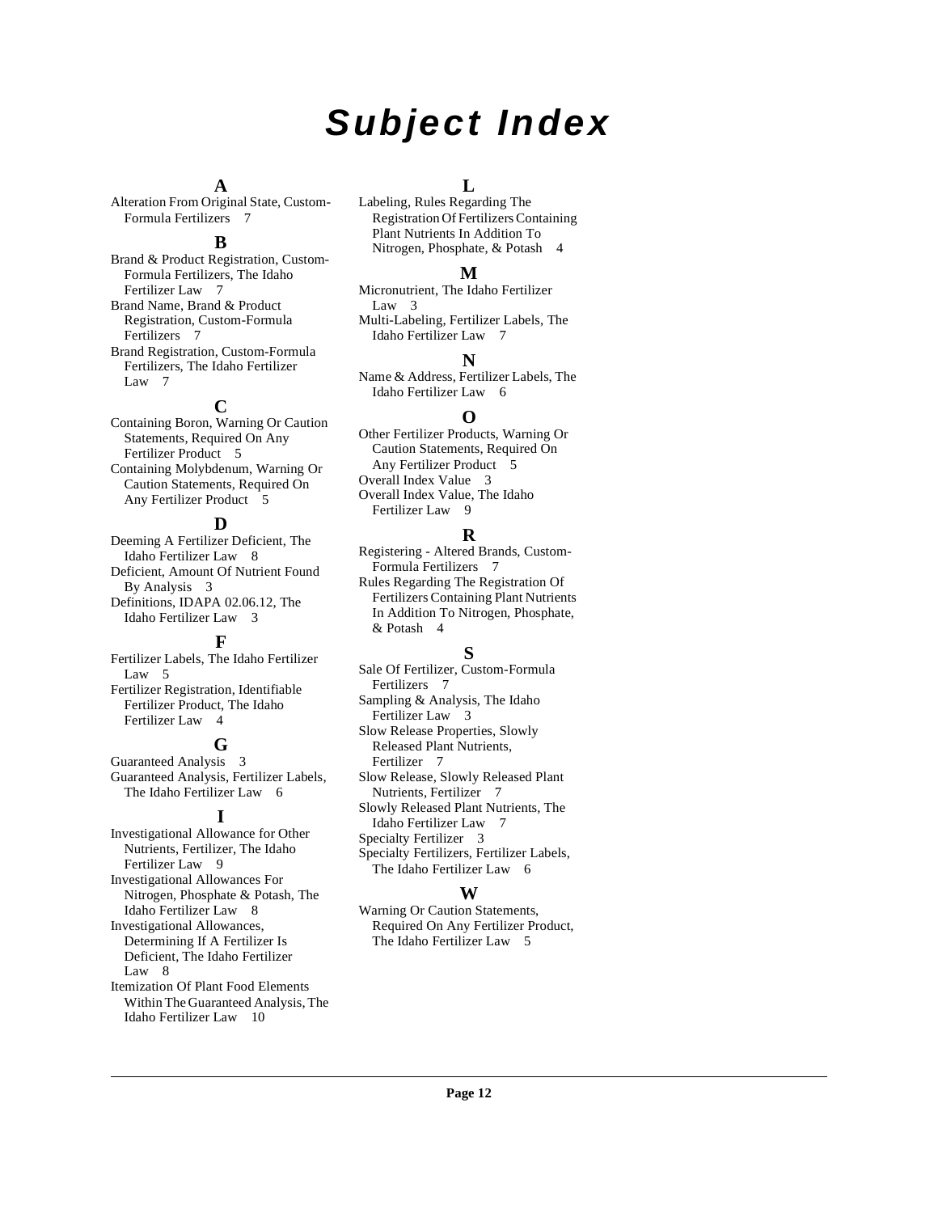# Subject Index

## A

Alteration From Original State, Custom-Formula Fertilizers 7

## B

Brand & Product Registration, Custom-Formula Fertilizers, The Idaho Fertilizer Law 7

Brand Name, Brand & Product Registration, Custom-Formula Fertilizers 7

Brand Registration, Custom-Formula Fertilizers, The Idaho Fertilizer Law 7

## C

Containing Boron, Warning Or Caution Statements, Required On Any Fertilizer Product 5

Containing Molybdenum, Warning Or Caution Statements, Required On Any Fertilizer Product 5

## D

Deeming A Fertilizer Deficient, The Idaho Fertilizer Law 8

Deficient, Amount Of Nutrient Found By Analysis 3

Definitions, IDAPA 02.06.12, The Idaho Fertilizer Law 3

## F

Fertilizer Labels, The Idaho Fertilizer Law 5

Fertilizer Registration, Identifiable Fertilizer Product, The Idaho Fertilizer Law 4

## G

Guaranteed Analysis 3

Guaranteed Analysis, Fertilizer Labels, The Idaho Fertilizer Law 6

## I

Investigational Allowance for Other Nutrients, Fertilizer, The Idaho Fertilizer Law 9

Investigational Allowances For Nitrogen, Phosphate & Potash, The Idaho Fertilizer Law 8

Investigational Allowances, Determining If A Fertilizer Is Deficient, The Idaho Fertilizer Law 8

Itemization Of Plant Food Elements Within The Guaranteed Analysis, The Idaho Fertilizer Law 10

## L

Labeling, Rules Regarding The Registration Of Fertilizers Containing Plant Nutrients In Addition To Nitrogen, Phosphate, & Potash 4

## M

Micronutrient, The Idaho Fertilizer Law 3

Multi-Labeling, Fertilizer Labels, The Idaho Fertilizer Law 7

## N

Name & Address, Fertilizer Labels, The Idaho Fertilizer Law 6

## O

Other Fertilizer Products, Warning Or Caution Statements, Required On Any Fertilizer Product 5

Overall Index Value 3

Overall Index Value, The Idaho Fertilizer Law 9

## R

Registering - Altered Brands, Custom-Formula Fertilizers 7

Rules Regarding The Registration Of Fertilizers Containing Plant Nutrients In Addition To Nitrogen, Phosphate, & Potash 4

## S

Sale Of Fertilizer, Custom-Formula Fertilizers 7

Sampling & Analysis, The Idaho Fertilizer Law 3

Slow Release Properties, Slowly Released Plant Nutrients, Fertilizer 7

Slow Release, Slowly Released Plant Nutrients, Fertilizer 7

Slowly Released Plant Nutrients, The Idaho Fertilizer Law 7

Specialty Fertilizer 3

Specialty Fertilizers, Fertilizer Labels, The Idaho Fertilizer Law 6

## W

Warning Or Caution Statements, Required On Any Fertilizer Product, The Idaho Fertilizer Law 5